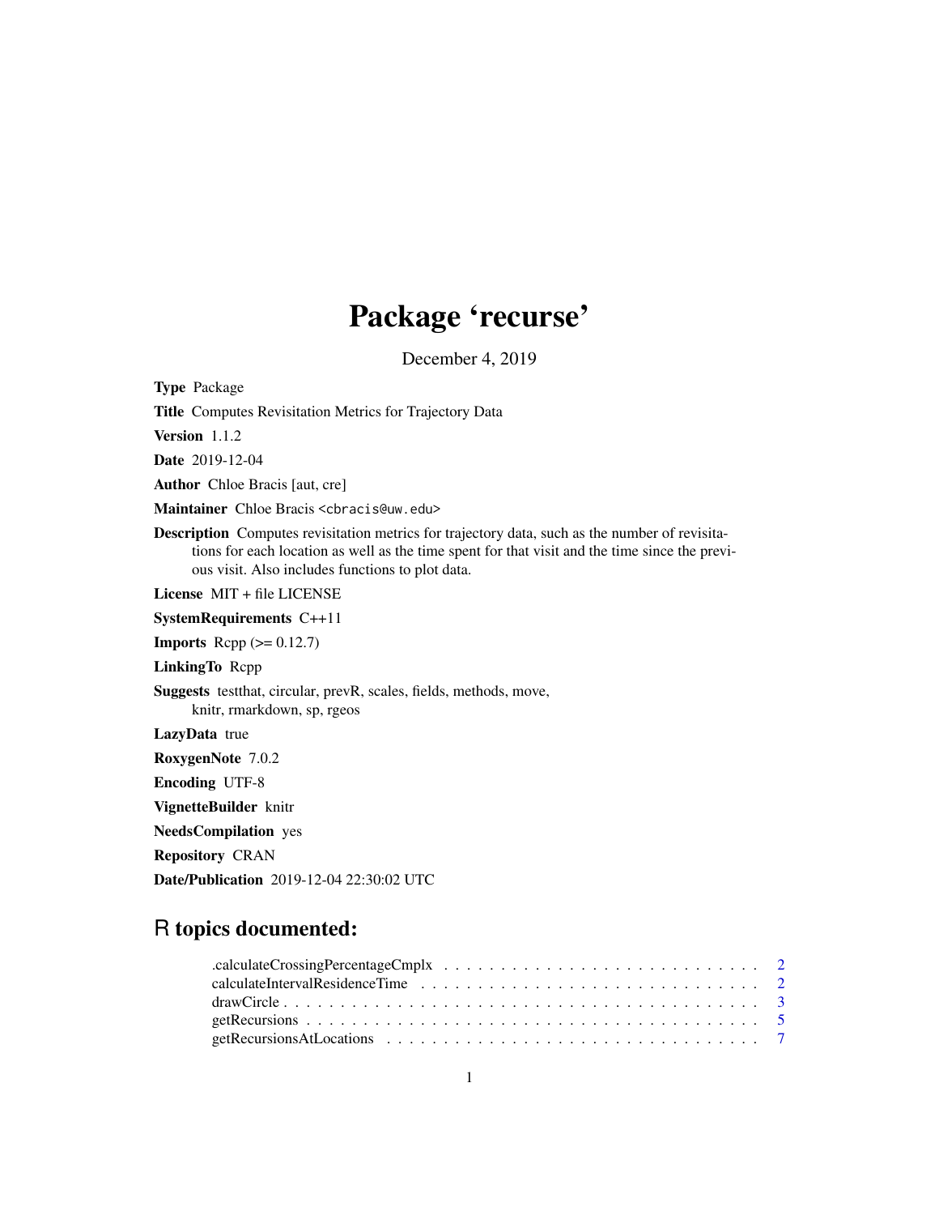# Package 'recurse'

December 4, 2019

**Type** Package

**Title** Computes Revisitation Metrics for Trajectory Data

**Version** 1.1.2

**Date** 2019-12-04

**Author** Chloe Bracis [aut, cre]

**Maintainer** Chloe Bracis <cbracis@uw.edu>

**Description** Computes revisitation metrics for trajectory data, such as the number of revisitations for each location as well as the time spent for that visit and the time since the previous visit. Also includes functions to plot data.

**License** MIT + file LICENSE

**SystemRequirements** C++11

**Imports** Rcpp (>= 0.12.7)

**LinkingTo** Rcpp

**Suggests** testthat, circular, prevR, scales, fields, methods, move, knitr, rmarkdown, sp, rgeos

**LazyData** true

**RoxygenNote** 7.0.2

**Encoding** UTF-8

**VignetteBuilder** knitr

**NeedsCompilation** yes

**Repository** CRAN

**Date/Publication** 2019-12-04 22:30:02 UTC

## R topics documented:

.calculateCrossingPercentageCmplx . . . . . . . . . . . . . . . . . . . . . . . . . . . . 2
calculateIntervalResidenceTime . . . . . . . . . . . . . . . . . . . . . . . . . . . . . . 2
drawCircle . . . . . . . . . . . . . . . . . . . . . . . . . . . . . . . . . . . . . . . . . 3
getRecursions . . . . . . . . . . . . . . . . . . . . . . . . . . . . . . . . . . . . . . . 5
getRecursionsAtLocations . . . . . . . . . . . . . . . . . . . . . . . . . . . . . . . . . 7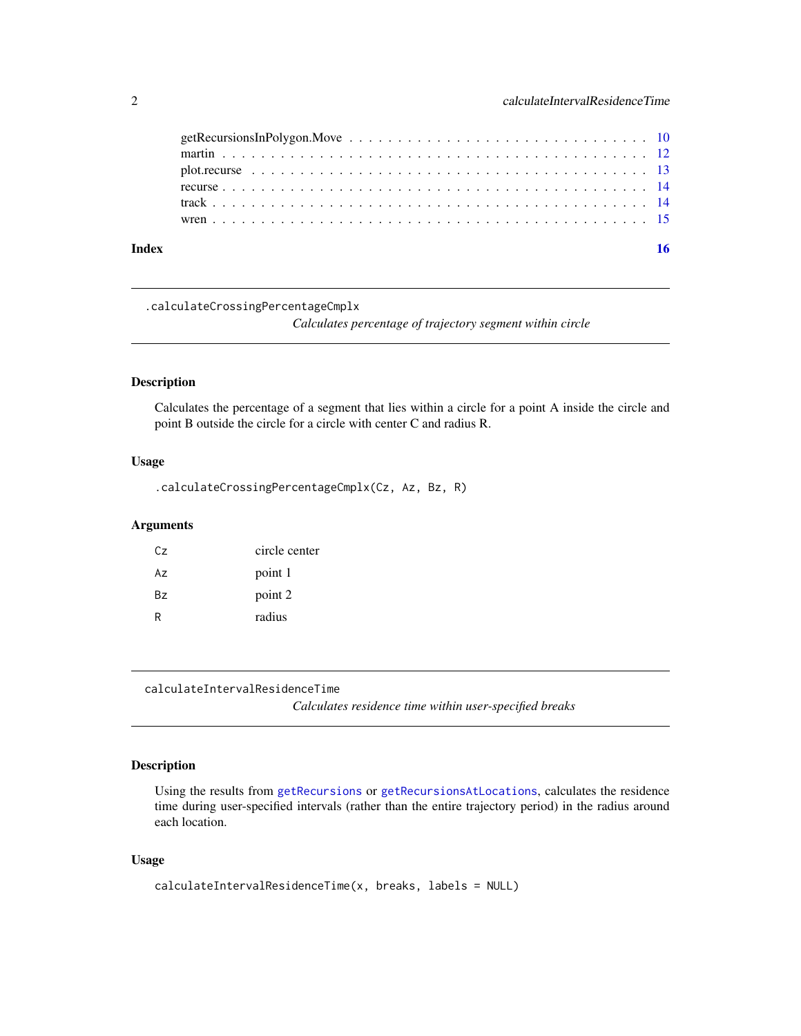getRecursionsInPolygon.Move . . . . . . . . . . . . . . . . . . . . . . . . . . . . . . 10
martin . . . . . . . . . . . . . . . . . . . . . . . . . . . . . . . . . . . . . . . . 12
plot.recurse . . . . . . . . . . . . . . . . . . . . . . . . . . . . . . . . . . . . . 13
recurse . . . . . . . . . . . . . . . . . . . . . . . . . . . . . . . . . . . . . . . . 14
track . . . . . . . . . . . . . . . . . . . . . . . . . . . . . . . . . . . . . . . . . 14
wren . . . . . . . . . . . . . . . . . . . . . . . . . . . . . . . . . . . . . . . . . 15

**Index** 16

---

## `.calculateCrossingPercentageCmplx` — *Calculates percentage of trajectory segment within circle*

### Description

Calculates the percentage of a segment that lies within a circle for a point A inside the circle and point B outside the circle for a circle with center C and radius R.

### Usage

```
.calculateCrossingPercentageCmplx(Cz, Az, Bz, R)
```

### Arguments

| | |
|---|---|
| `Cz` | circle center |
| `Az` | point 1 |
| `Bz` | point 2 |
| `R` | radius |

---

## `calculateIntervalResidenceTime` — *Calculates residence time within user-specified breaks*

### Description

Using the results from `getRecursions` or `getRecursionsAtLocations`, calculates the residence time during user-specified intervals (rather than the entire trajectory period) in the radius around each location.

### Usage

```
calculateIntervalResidenceTime(x, breaks, labels = NULL)
```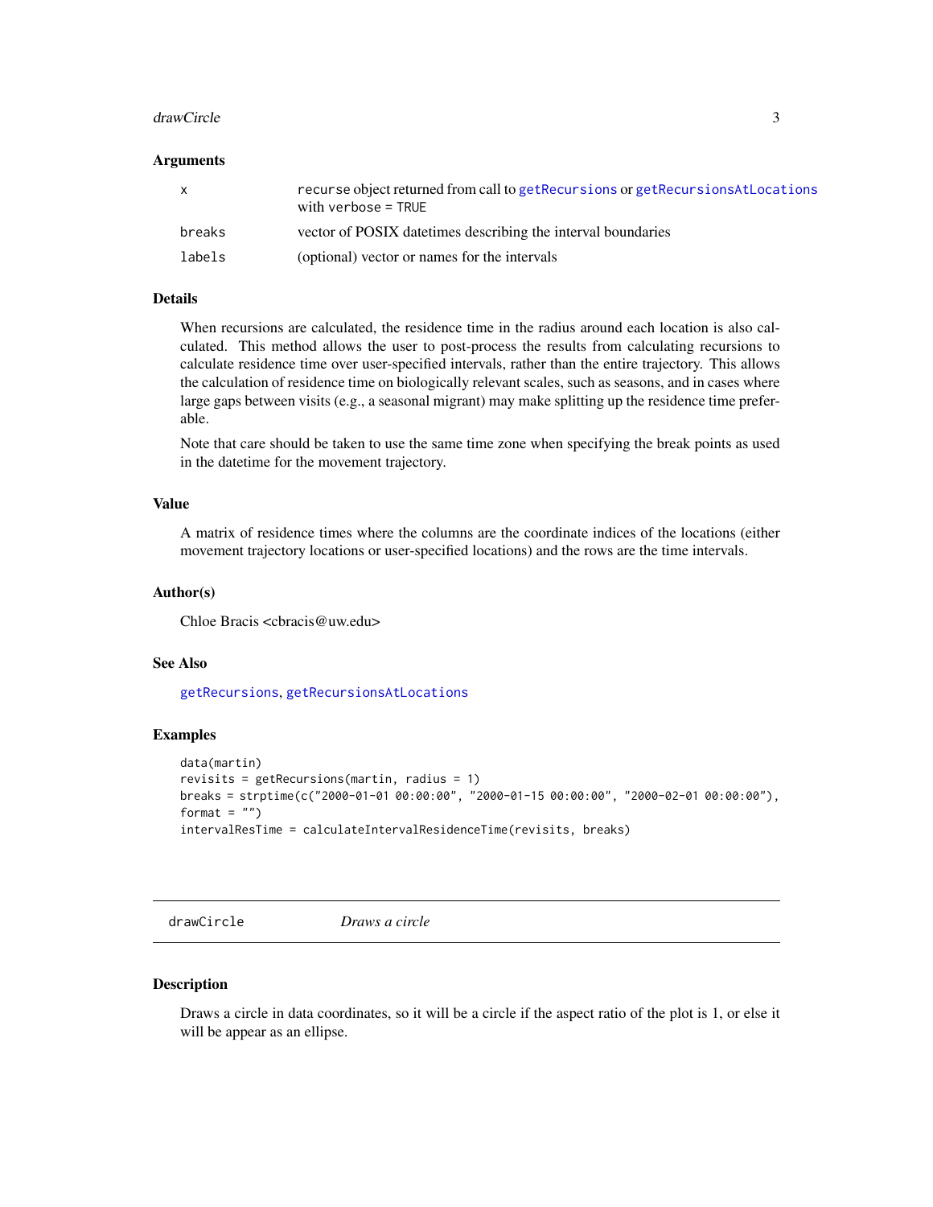### Arguments

| | |
|---|---|
| x | recurse object returned from call to getRecursions or getRecursionsAtLocations with verbose = TRUE |
| breaks | vector of POSIX datetimes describing the interval boundaries |
| labels | (optional) vector or names for the intervals |

### Details

When recursions are calculated, the residence time in the radius around each location is also calculated. This method allows the user to post-process the results from calculating recursions to calculate residence time over user-specified intervals, rather than the entire trajectory. This allows the calculation of residence time on biologically relevant scales, such as seasons, and in cases where large gaps between visits (e.g., a seasonal migrant) may make splitting up the residence time preferable.

Note that care should be taken to use the same time zone when specifying the break points as used in the datetime for the movement trajectory.

### Value

A matrix of residence times where the columns are the coordinate indices of the locations (either movement trajectory locations or user-specified locations) and the rows are the time intervals.

### Author(s)

Chloe Bracis <cbracis@uw.edu>

### See Also

getRecursions, getRecursionsAtLocations

### Examples

```
data(martin)
revisits = getRecursions(martin, radius = 1)
breaks = strptime(c("2000-01-01 00:00:00", "2000-01-15 00:00:00", "2000-02-01 00:00:00"),
format = "")
intervalResTime = calculateIntervalResidenceTime(revisits, breaks)
```

---

## drawCircle    *Draws a circle*

### Description

Draws a circle in data coordinates, so it will be a circle if the aspect ratio of the plot is 1, or else it will be appear as an ellipse.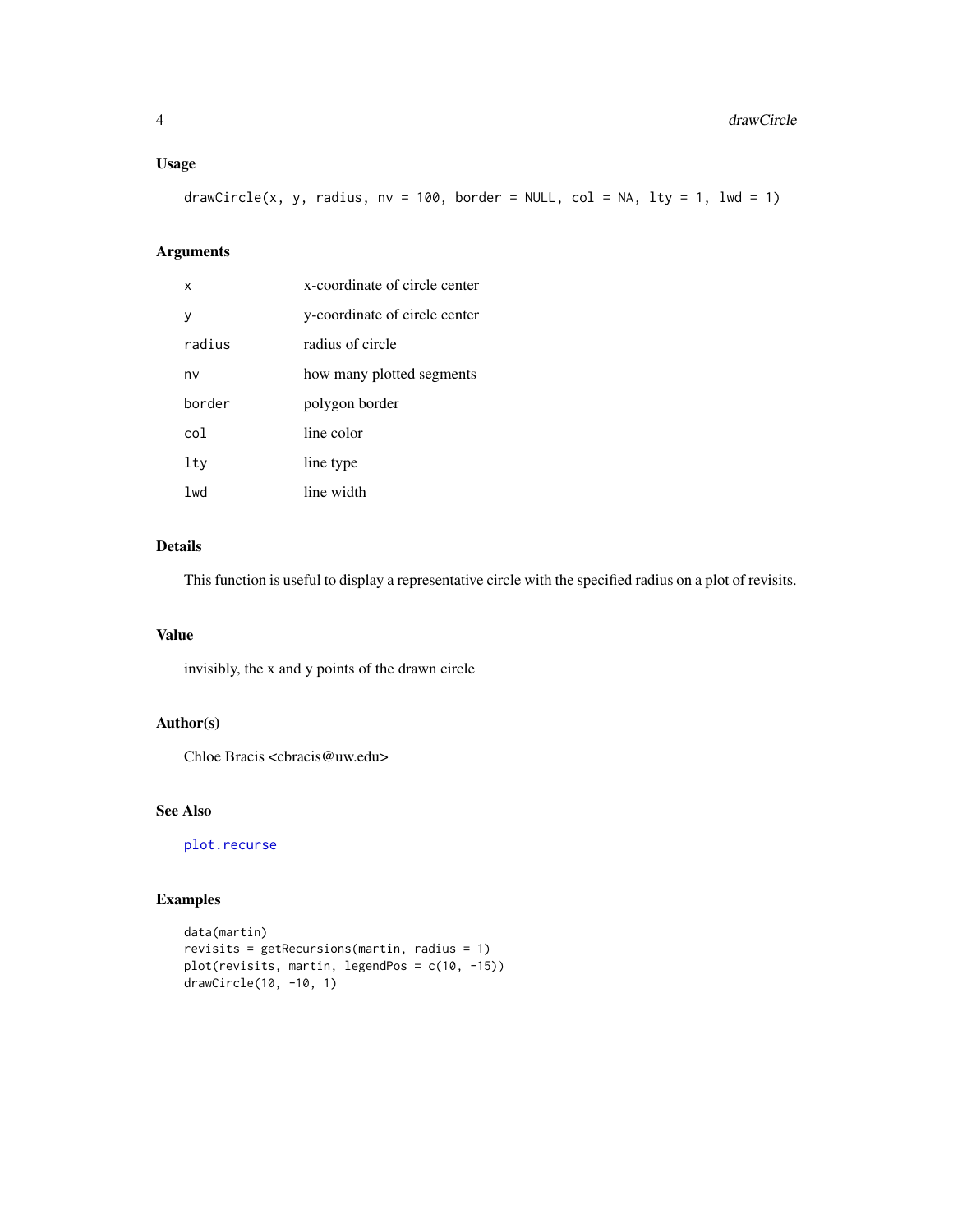### Usage

```
drawCircle(x, y, radius, nv = 100, border = NULL, col = NA, lty = 1, lwd = 1)
```

### Arguments

| | |
|---|---|
| `x` | x-coordinate of circle center |
| `y` | y-coordinate of circle center |
| `radius` | radius of circle |
| `nv` | how many plotted segments |
| `border` | polygon border |
| `col` | line color |
| `lty` | line type |
| `lwd` | line width |

### Details

This function is useful to display a representative circle with the specified radius on a plot of revisits.

### Value

invisibly, the x and y points of the drawn circle

### Author(s)

Chloe Bracis <cbracis@uw.edu>

### See Also

`plot.recurse`

### Examples

```
data(martin)
revisits = getRecursions(martin, radius = 1)
plot(revisits, martin, legendPos = c(10, -15))
drawCircle(10, -10, 1)
```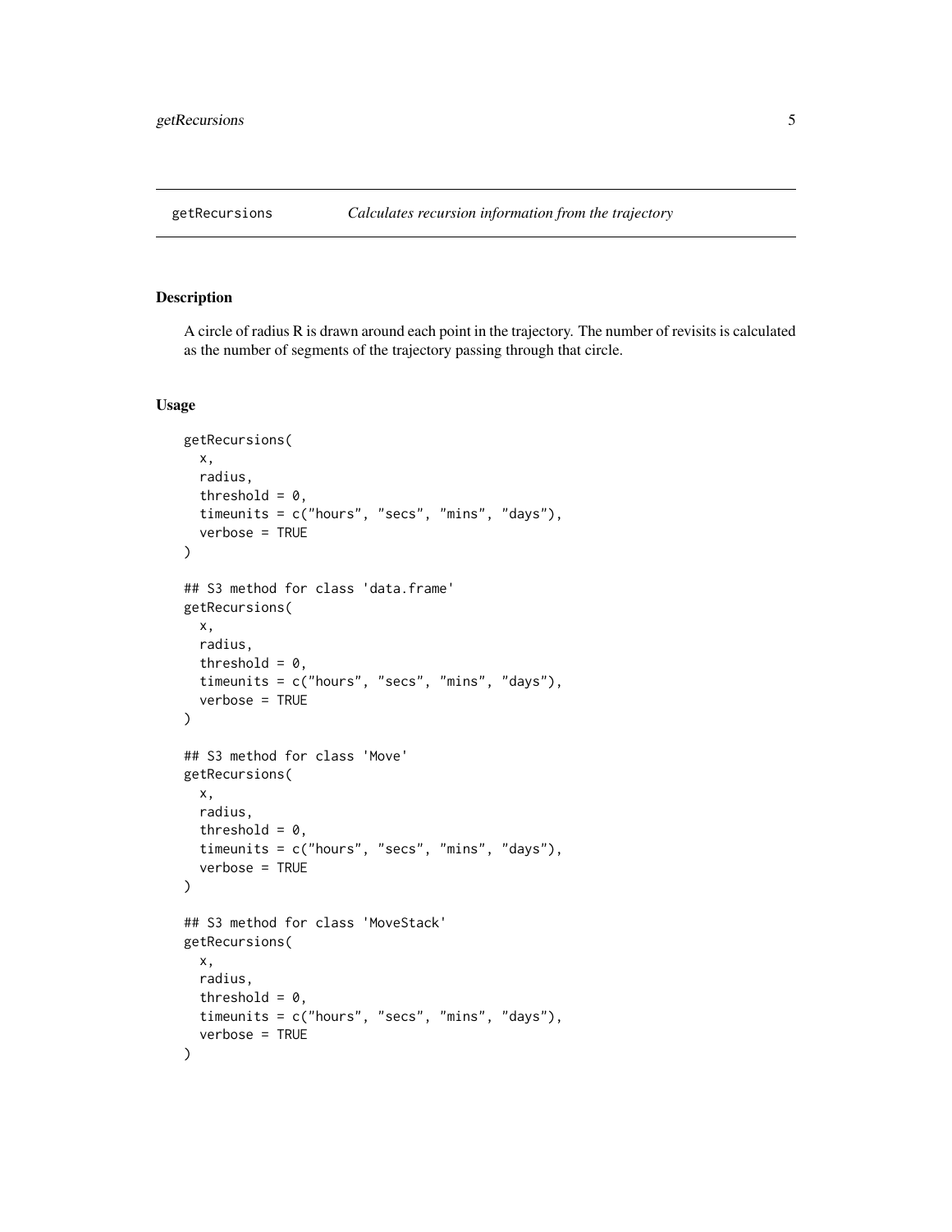# getRecursions — *Calculates recursion information from the trajectory*

## Description

A circle of radius R is drawn around each point in the trajectory. The number of revisits is calculated as the number of segments of the trajectory passing through that circle.

## Usage

```
getRecursions(
  x,
  radius,
  threshold = 0,
  timeunits = c("hours", "secs", "mins", "days"),
  verbose = TRUE
)

## S3 method for class 'data.frame'
getRecursions(
  x,
  radius,
  threshold = 0,
  timeunits = c("hours", "secs", "mins", "days"),
  verbose = TRUE
)

## S3 method for class 'Move'
getRecursions(
  x,
  radius,
  threshold = 0,
  timeunits = c("hours", "secs", "mins", "days"),
  verbose = TRUE
)

## S3 method for class 'MoveStack'
getRecursions(
  x,
  radius,
  threshold = 0,
  timeunits = c("hours", "secs", "mins", "days"),
  verbose = TRUE
)
```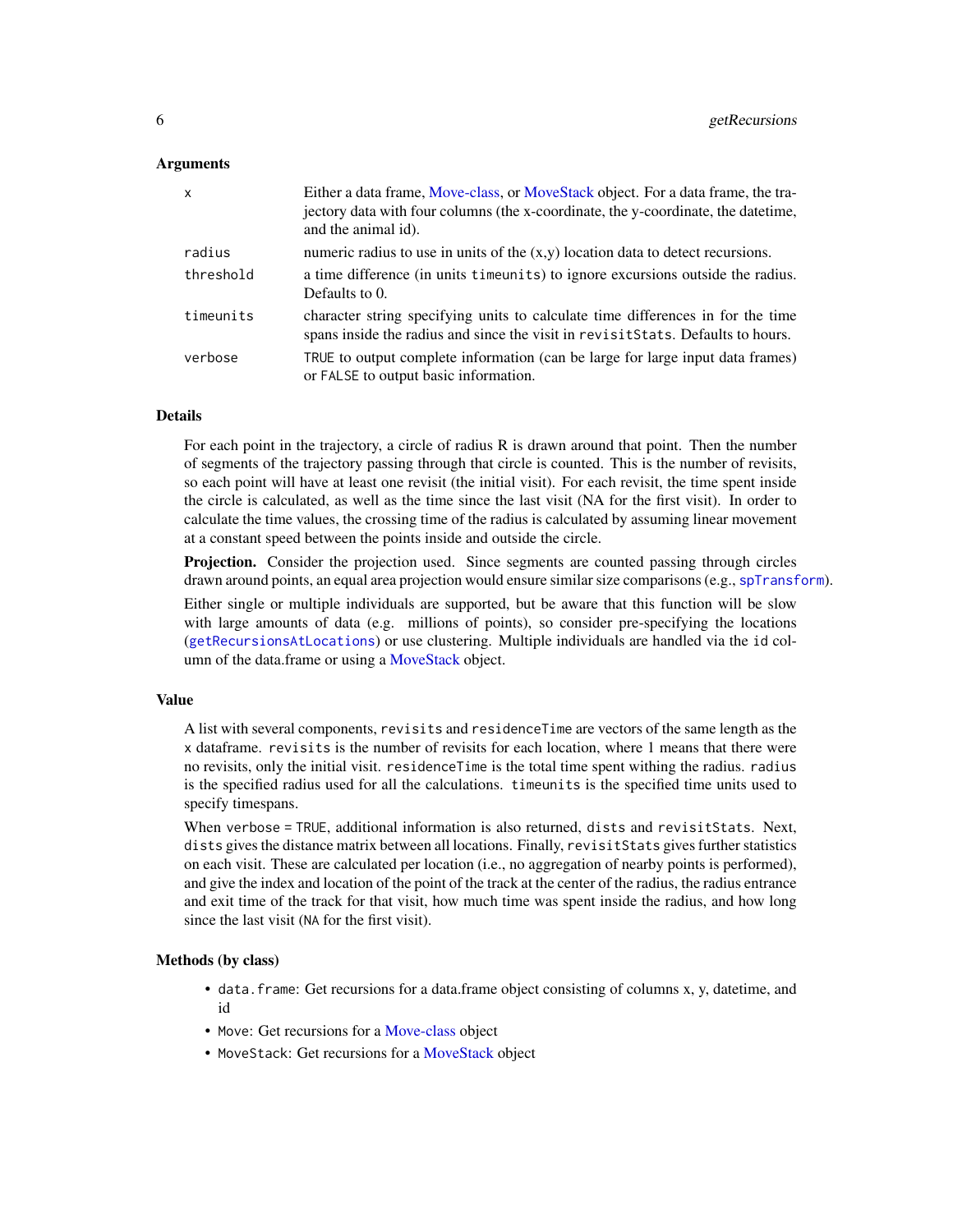### Arguments

| | |
|---|---|
| `x` | Either a data frame, Move-class, or MoveStack object. For a data frame, the trajectory data with four columns (the x-coordinate, the y-coordinate, the datetime, and the animal id). |
| `radius` | numeric radius to use in units of the (x,y) location data to detect recursions. |
| `threshold` | a time difference (in units `timeunits`) to ignore excursions outside the radius. Defaults to 0. |
| `timeunits` | character string specifying units to calculate time differences in for the time spans inside the radius and since the visit in `revisitStats`. Defaults to hours. |
| `verbose` | `TRUE` to output complete information (can be large for large input data frames) or `FALSE` to output basic information. |

### Details

For each point in the trajectory, a circle of radius R is drawn around that point. Then the number of segments of the trajectory passing through that circle is counted. This is the number of revisits, so each point will have at least one revisit (the initial visit). For each revisit, the time spent inside the circle is calculated, as well as the time since the last visit (NA for the first visit). In order to calculate the time values, the crossing time of the radius is calculated by assuming linear movement at a constant speed between the points inside and outside the circle.

**Projection.** Consider the projection used. Since segments are counted passing through circles drawn around points, an equal area projection would ensure similar size comparisons (e.g., `spTransform`).

Either single or multiple individuals are supported, but be aware that this function will be slow with large amounts of data (e.g. millions of points), so consider pre-specifying the locations (`getRecursionsAtLocations`) or use clustering. Multiple individuals are handled via the `id` column of the data.frame or using a MoveStack object.

### Value

A list with several components, `revisits` and `residenceTime` are vectors of the same length as the `x` dataframe. `revisits` is the number of revisits for each location, where 1 means that there were no revisits, only the initial visit. `residenceTime` is the total time spent withing the radius. `radius` is the specified radius used for all the calculations. `timeunits` is the specified time units used to specify timespans.

When `verbose = TRUE`, additional information is also returned, `dists` and `revisitStats`. Next, `dists` gives the distance matrix between all locations. Finally, `revisitStats` gives further statistics on each visit. These are calculated per location (i.e., no aggregation of nearby points is performed), and give the index and location of the point of the track at the center of the radius, the radius entrance and exit time of the track for that visit, how much time was spent inside the radius, and how long since the last visit (`NA` for the first visit).

### Methods (by class)

- `data.frame`: Get recursions for a data.frame object consisting of columns x, y, datetime, and id
- `Move`: Get recursions for a Move-class object
- `MoveStack`: Get recursions for a MoveStack object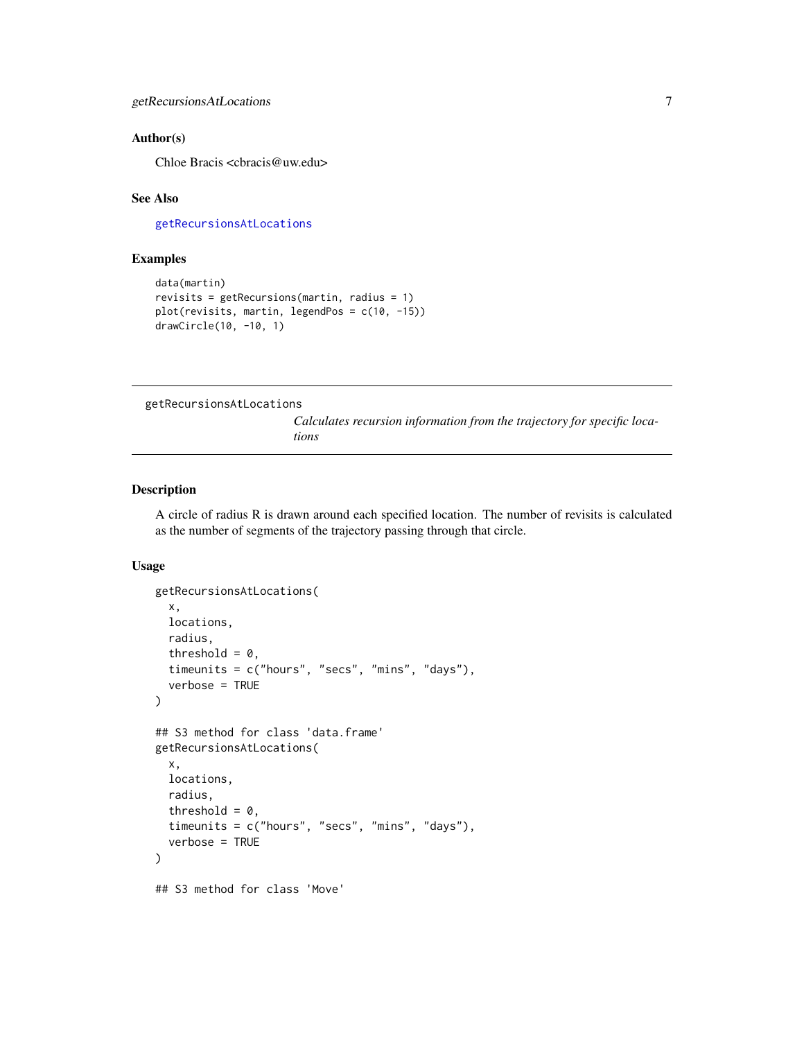## Author(s)

Chloe Bracis <cbracis@uw.edu>

## See Also

getRecursionsAtLocations

## Examples

```
data(martin)
revisits = getRecursions(martin, radius = 1)
plot(revisits, martin, legendPos = c(10, -15))
drawCircle(10, -10, 1)
```

---

# getRecursionsAtLocations

*Calculates recursion information from the trajectory for specific locations*

---

## Description

A circle of radius R is drawn around each specified location. The number of revisits is calculated as the number of segments of the trajectory passing through that circle.

## Usage

```
getRecursionsAtLocations(
  x,
  locations,
  radius,
  threshold = 0,
  timeunits = c("hours", "secs", "mins", "days"),
  verbose = TRUE
)

## S3 method for class 'data.frame'
getRecursionsAtLocations(
  x,
  locations,
  radius,
  threshold = 0,
  timeunits = c("hours", "secs", "mins", "days"),
  verbose = TRUE
)

## S3 method for class 'Move'
```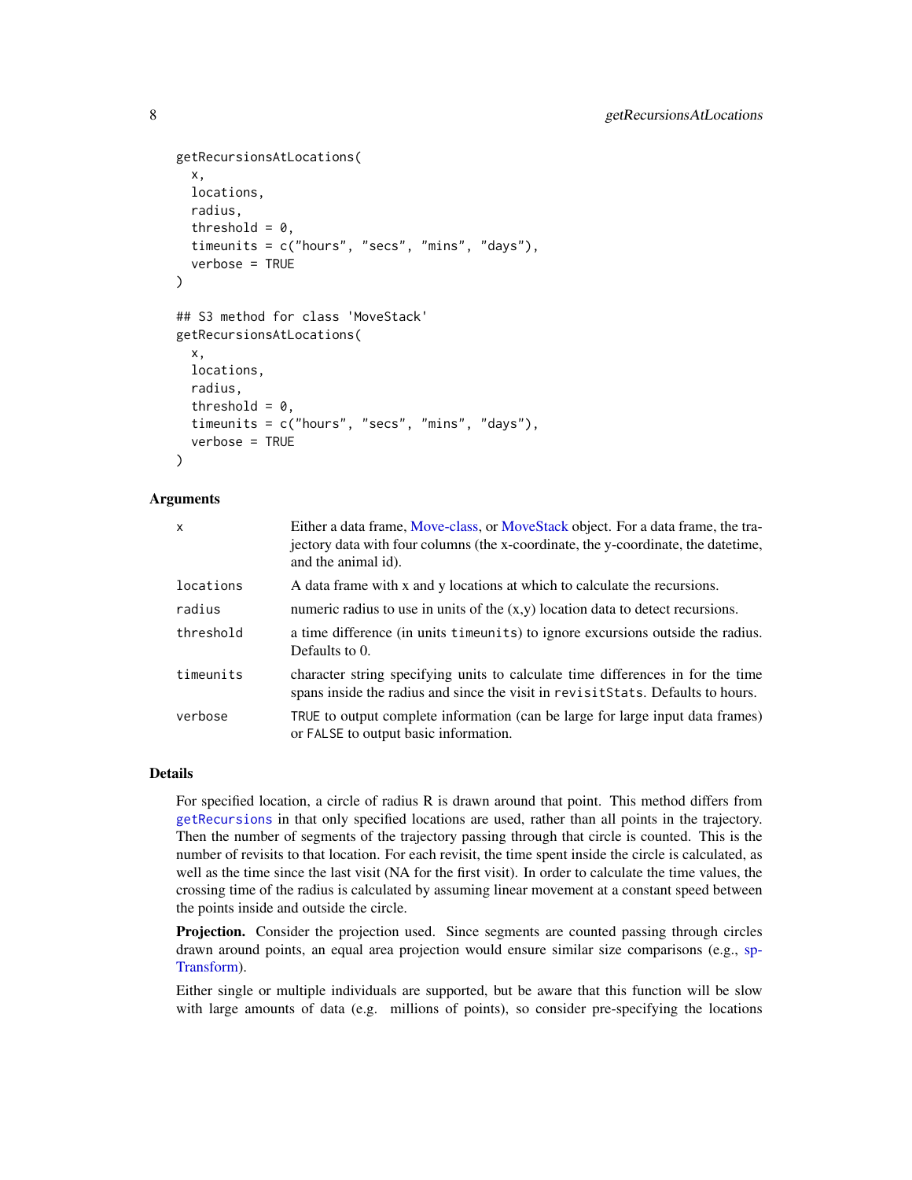```
getRecursionsAtLocations(
  x,
  locations,
  radius,
  threshold = 0,
  timeunits = c("hours", "secs", "mins", "days"),
  verbose = TRUE
)

## S3 method for class 'MoveStack'
getRecursionsAtLocations(
  x,
  locations,
  radius,
  threshold = 0,
  timeunits = c("hours", "secs", "mins", "days"),
  verbose = TRUE
)
```

### Arguments

| | |
|---|---|
| `x` | Either a data frame, Move-class, or MoveStack object. For a data frame, the trajectory data with four columns (the x-coordinate, the y-coordinate, the datetime, and the animal id). |
| `locations` | A data frame with x and y locations at which to calculate the recursions. |
| `radius` | numeric radius to use in units of the (x,y) location data to detect recursions. |
| `threshold` | a time difference (in units `timeunits`) to ignore excursions outside the radius. Defaults to 0. |
| `timeunits` | character string specifying units to calculate time differences in for the time spans inside the radius and since the visit in `revisitStats`. Defaults to hours. |
| `verbose` | `TRUE` to output complete information (can be large for large input data frames) or `FALSE` to output basic information. |

### Details

For specified location, a circle of radius R is drawn around that point. This method differs from `getRecursions` in that only specified locations are used, rather than all points in the trajectory. Then the number of segments of the trajectory passing through that circle is counted. This is the number of revisits to that location. For each revisit, the time spent inside the circle is calculated, as well as the time since the last visit (NA for the first visit). In order to calculate the time values, the crossing time of the radius is calculated by assuming linear movement at a constant speed between the points inside and outside the circle.

**Projection.** Consider the projection used. Since segments are counted passing through circles drawn around points, an equal area projection would ensure similar size comparisons (e.g., spTransform).

Either single or multiple individuals are supported, but be aware that this function will be slow with large amounts of data (e.g. millions of points), so consider pre-specifying the locations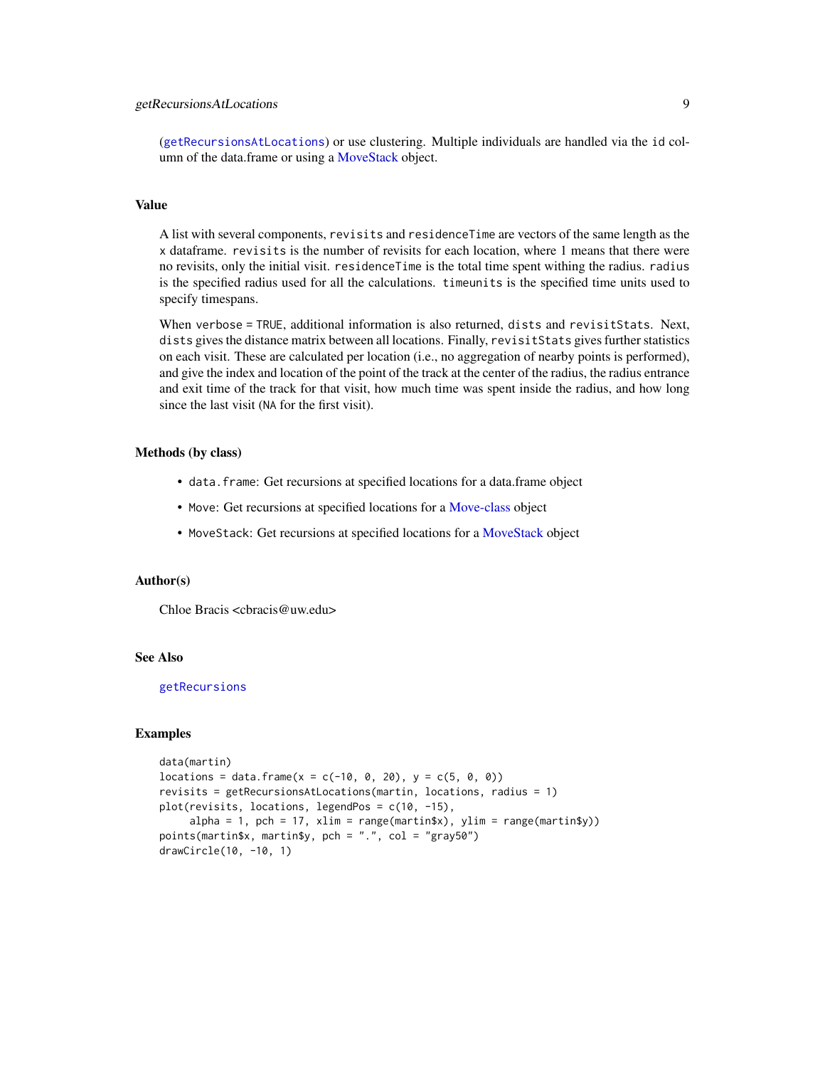(`getRecursionsAtLocations`) or use clustering. Multiple individuals are handled via the `id` column of the data.frame or using a MoveStack object.

## Value

A list with several components, `revisits` and `residenceTime` are vectors of the same length as the `x` dataframe. `revisits` is the number of revisits for each location, where 1 means that there were no revisits, only the initial visit. `residenceTime` is the total time spent withing the radius. `radius` is the specified radius used for all the calculations. `timeunits` is the specified time units used to specify timespans.

When `verbose = TRUE`, additional information is also returned, `dists` and `revisitStats`. Next, `dists` gives the distance matrix between all locations. Finally, `revisitStats` gives further statistics on each visit. These are calculated per location (i.e., no aggregation of nearby points is performed), and give the index and location of the point of the track at the center of the radius, the radius entrance and exit time of the track for that visit, how much time was spent inside the radius, and how long since the last visit (`NA` for the first visit).

## Methods (by class)

- `data.frame`: Get recursions at specified locations for a data.frame object
- `Move`: Get recursions at specified locations for a Move-class object
- `MoveStack`: Get recursions at specified locations for a MoveStack object

## Author(s)

Chloe Bracis <cbracis@uw.edu>

## See Also

`getRecursions`

## Examples

```
data(martin)
locations = data.frame(x = c(-10, 0, 20), y = c(5, 0, 0))
revisits = getRecursionsAtLocations(martin, locations, radius = 1)
plot(revisits, locations, legendPos = c(10, -15),
     alpha = 1, pch = 17, xlim = range(martin$x), ylim = range(martin$y))
points(martin$x, martin$y, pch = ".", col = "gray50")
drawCircle(10, -10, 1)
```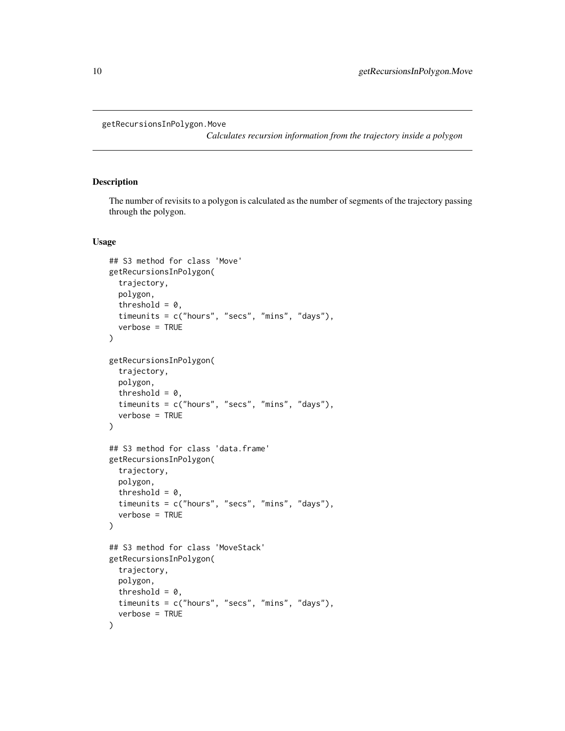getRecursionsInPolygon.Move

*Calculates recursion information from the trajectory inside a polygon*

## Description

The number of revisits to a polygon is calculated as the number of segments of the trajectory passing through the polygon.

## Usage

```
## S3 method for class 'Move'
getRecursionsInPolygon(
  trajectory,
  polygon,
  threshold = 0,
  timeunits = c("hours", "secs", "mins", "days"),
  verbose = TRUE
)

getRecursionsInPolygon(
  trajectory,
  polygon,
  threshold = 0,
  timeunits = c("hours", "secs", "mins", "days"),
  verbose = TRUE
)

## S3 method for class 'data.frame'
getRecursionsInPolygon(
  trajectory,
  polygon,
  threshold = 0,
  timeunits = c("hours", "secs", "mins", "days"),
  verbose = TRUE
)

## S3 method for class 'MoveStack'
getRecursionsInPolygon(
  trajectory,
  polygon,
  threshold = 0,
  timeunits = c("hours", "secs", "mins", "days"),
  verbose = TRUE
)
```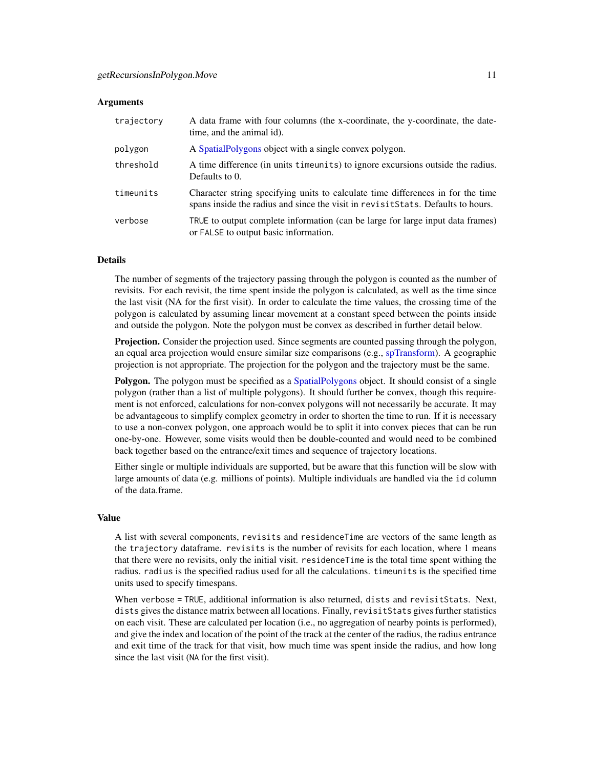### Arguments

| | |
|---|---|
| `trajectory` | A data frame with four columns (the x-coordinate, the y-coordinate, the date-time, and the animal id). |
| `polygon` | A SpatialPolygons object with a single convex polygon. |
| `threshold` | A time difference (in units `timeunits`) to ignore excursions outside the radius. Defaults to 0. |
| `timeunits` | Character string specifying units to calculate time differences in for the time spans inside the radius and since the visit in `revisitStats`. Defaults to hours. |
| `verbose` | `TRUE` to output complete information (can be large for large input data frames) or `FALSE` to output basic information. |

### Details

The number of segments of the trajectory passing through the polygon is counted as the number of revisits. For each revisit, the time spent inside the polygon is calculated, as well as the time since the last visit (NA for the first visit). In order to calculate the time values, the crossing time of the polygon is calculated by assuming linear movement at a constant speed between the points inside and outside the polygon. Note the polygon must be convex as described in further detail below.

**Projection.** Consider the projection used. Since segments are counted passing through the polygon, an equal area projection would ensure similar size comparisons (e.g., spTransform). A geographic projection is not appropriate. The projection for the polygon and the trajectory must be the same.

**Polygon.** The polygon must be specified as a SpatialPolygons object. It should consist of a single polygon (rather than a list of multiple polygons). It should further be convex, though this requirement is not enforced, calculations for non-convex polygons will not necessarily be accurate. It may be advantageous to simplify complex geometry in order to shorten the time to run. If it is necessary to use a non-convex polygon, one approach would be to split it into convex pieces that can be run one-by-one. However, some visits would then be double-counted and would need to be combined back together based on the entrance/exit times and sequence of trajectory locations.

Either single or multiple individuals are supported, but be aware that this function will be slow with large amounts of data (e.g. millions of points). Multiple individuals are handled via the `id` column of the data.frame.

### Value

A list with several components, `revisits` and `residenceTime` are vectors of the same length as the `trajectory` dataframe. `revisits` is the number of revisits for each location, where 1 means that there were no revisits, only the initial visit. `residenceTime` is the total time spent withing the radius. `radius` is the specified radius used for all the calculations. `timeunits` is the specified time units used to specify timespans.

When `verbose = TRUE`, additional information is also returned, `dists` and `revisitStats`. Next, `dists` gives the distance matrix between all locations. Finally, `revisitStats` gives further statistics on each visit. These are calculated per location (i.e., no aggregation of nearby points is performed), and give the index and location of the point of the track at the center of the radius, the radius entrance and exit time of the track for that visit, how much time was spent inside the radius, and how long since the last visit (`NA` for the first visit).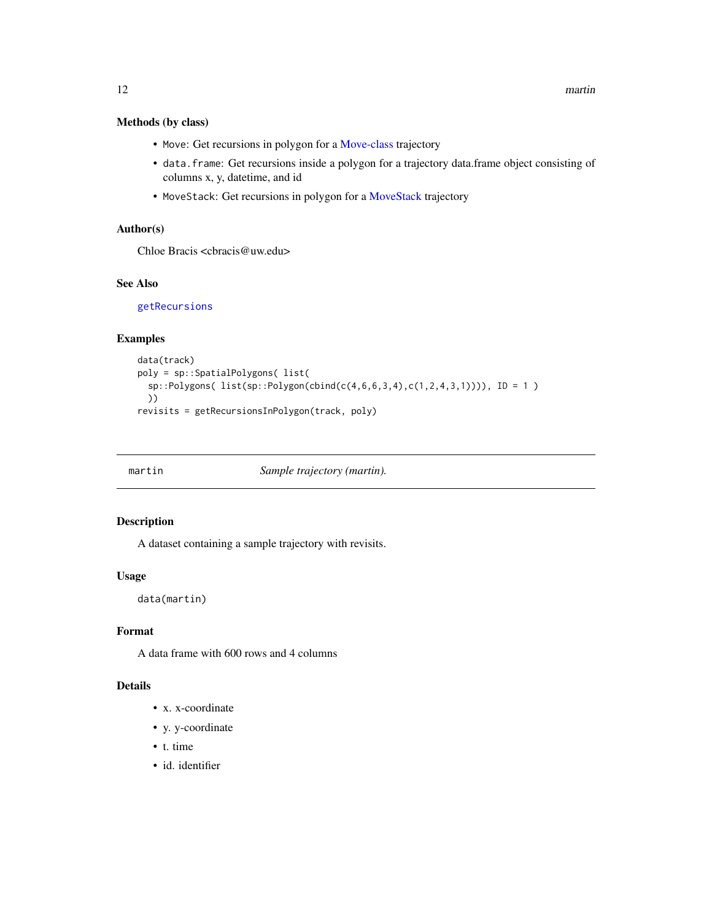### Methods (by class)

- `Move`: Get recursions in polygon for a Move-class trajectory
- `data.frame`: Get recursions inside a polygon for a trajectory data.frame object consisting of columns x, y, datetime, and id
- `MoveStack`: Get recursions in polygon for a MoveStack trajectory

### Author(s)

Chloe Bracis <cbracis@uw.edu>

### See Also

`getRecursions`

### Examples

```
data(track)
poly = sp::SpatialPolygons( list(
  sp::Polygons( list(sp::Polygon(cbind(c(4,6,6,3,4),c(1,2,4,3,1)))), ID = 1 )
  ))
revisits = getRecursionsInPolygon(track, poly)
```

---

## martin — *Sample trajectory (martin).*

---

### Description

A dataset containing a sample trajectory with revisits.

### Usage

```
data(martin)
```

### Format

A data frame with 600 rows and 4 columns

### Details

- x. x-coordinate
- y. y-coordinate
- t. time
- id. identifier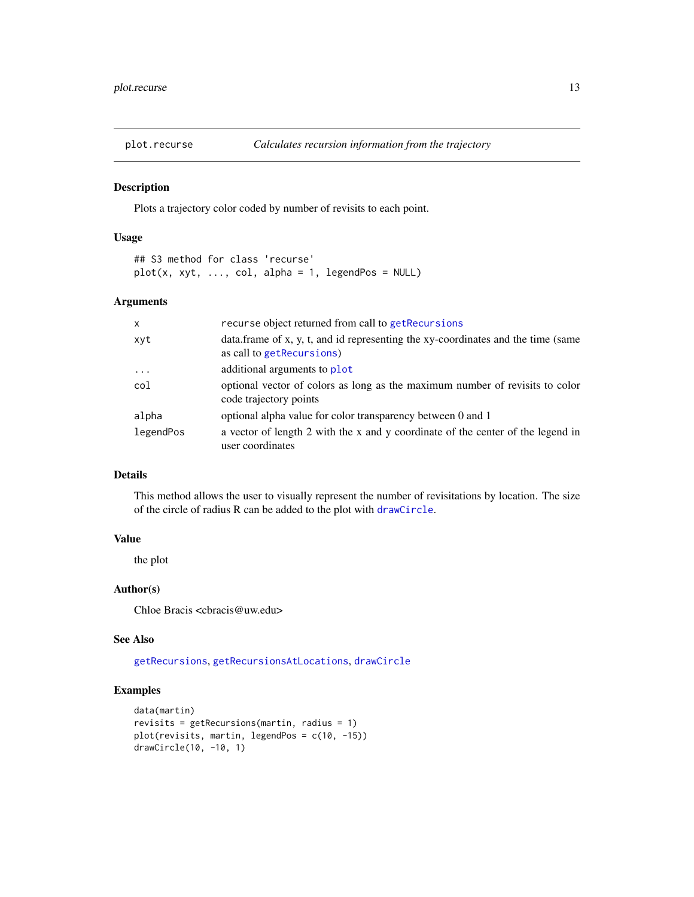## plot.recurse — *Calculates recursion information from the trajectory*

### Description

Plots a trajectory color coded by number of revisits to each point.

### Usage

```
## S3 method for class 'recurse'
plot(x, xyt, ..., col, alpha = 1, legendPos = NULL)
```

### Arguments

| | |
|---|---|
| `x` | `recurse` object returned from call to `getRecursions` |
| `xyt` | data.frame of x, y, t, and id representing the xy-coordinates and the time (same as call to `getRecursions`) |
| `...` | additional arguments to `plot` |
| `col` | optional vector of colors as long as the maximum number of revisits to color code trajectory points |
| `alpha` | optional alpha value for color transparency between 0 and 1 |
| `legendPos` | a vector of length 2 with the x and y coordinate of the center of the legend in user coordinates |

### Details

This method allows the user to visually represent the number of revisitations by location. The size of the circle of radius R can be added to the plot with `drawCircle`.

### Value

the plot

### Author(s)

Chloe Bracis <cbracis@uw.edu>

### See Also

`getRecursions`, `getRecursionsAtLocations`, `drawCircle`

### Examples

```
data(martin)
revisits = getRecursions(martin, radius = 1)
plot(revisits, martin, legendPos = c(10, -15))
drawCircle(10, -10, 1)
```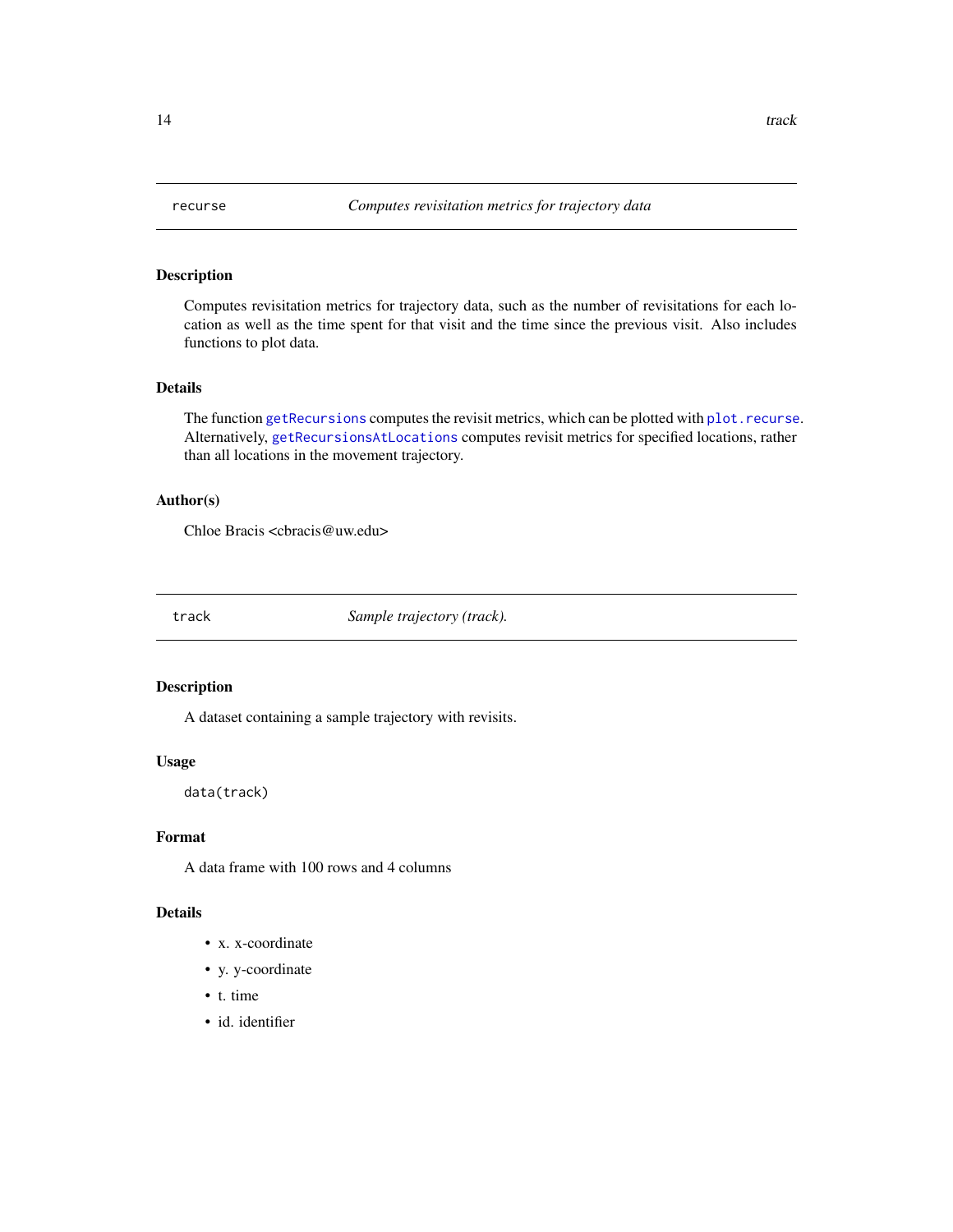# recurse — *Computes revisitation metrics for trajectory data*

## Description

Computes revisitation metrics for trajectory data, such as the number of revisitations for each location as well as the time spent for that visit and the time since the previous visit. Also includes functions to plot data.

## Details

The function `getRecursions` computes the revisit metrics, which can be plotted with `plot.recurse`. Alternatively, `getRecursionsAtLocations` computes revisit metrics for specified locations, rather than all locations in the movement trajectory.

## Author(s)

Chloe Bracis <cbracis@uw.edu>

# track — *Sample trajectory (track).*

## Description

A dataset containing a sample trajectory with revisits.

## Usage

```
data(track)
```

## Format

A data frame with 100 rows and 4 columns

## Details

- x. x-coordinate
- y. y-coordinate
- t. time
- id. identifier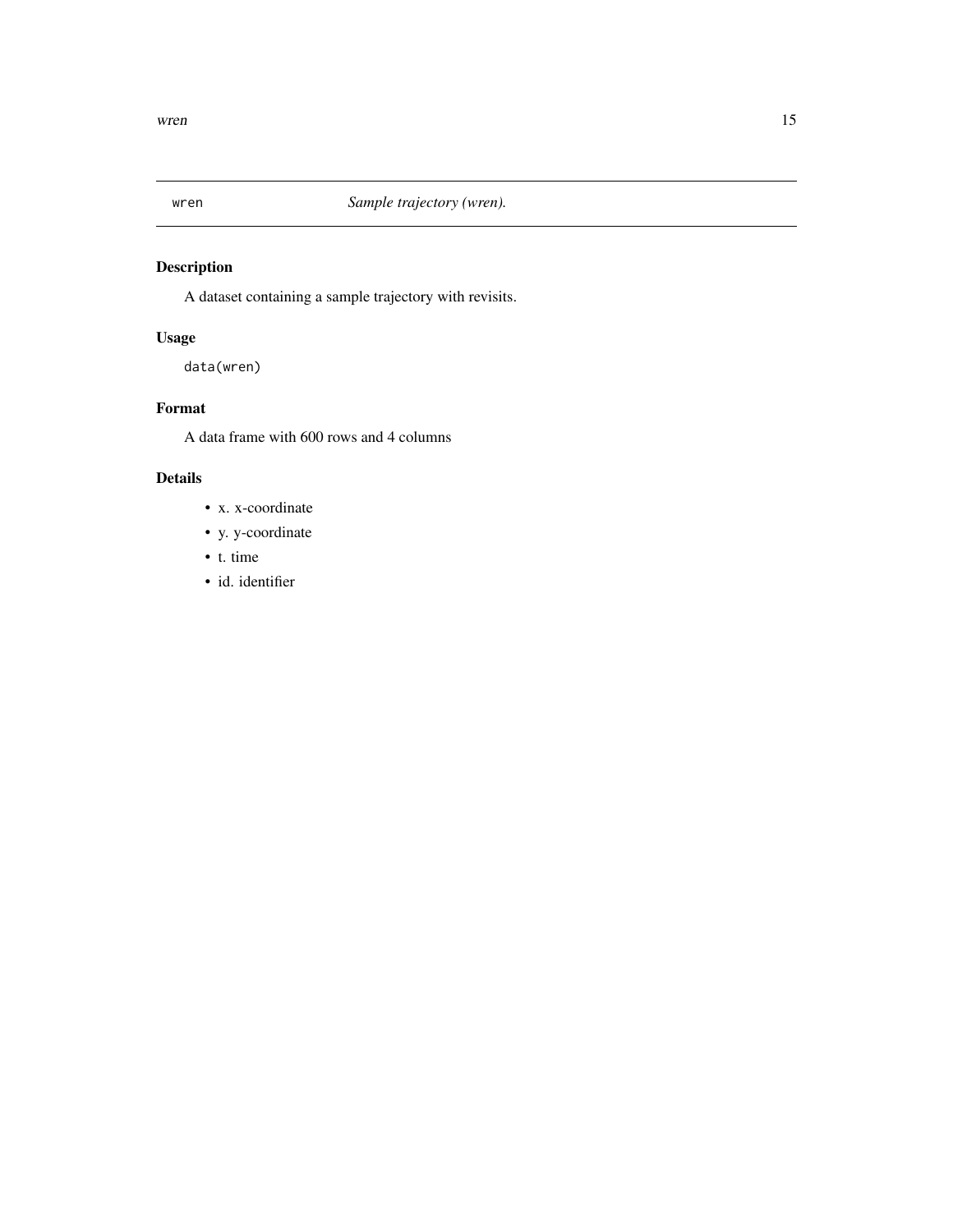`wren` *Sample trajectory (wren).*

## Description

A dataset containing a sample trajectory with revisits.

## Usage

```
data(wren)
```

## Format

A data frame with 600 rows and 4 columns

## Details

- x. x-coordinate
- y. y-coordinate
- t. time
- id. identifier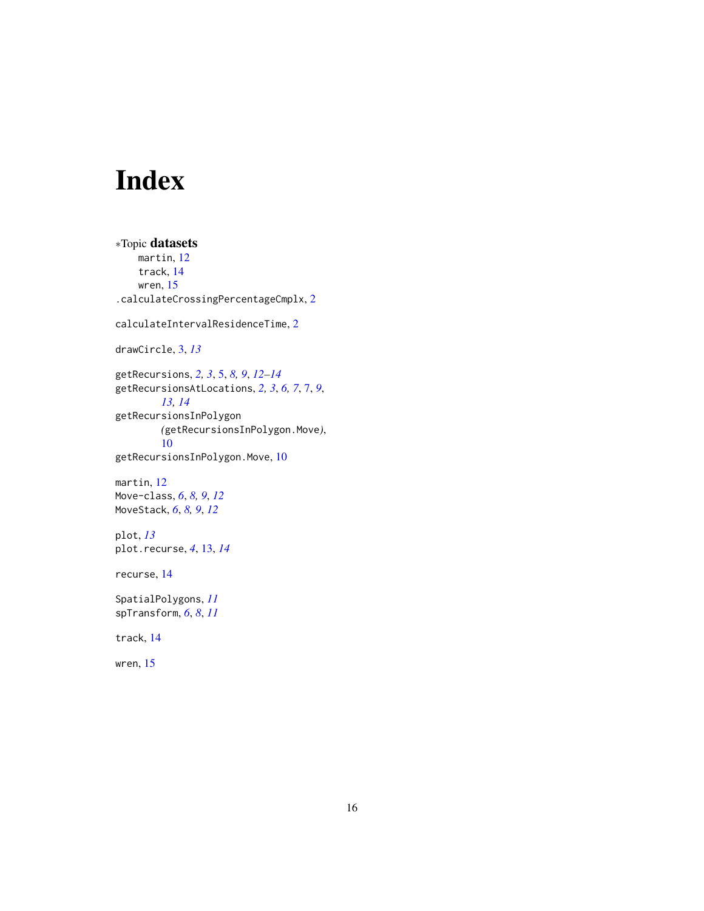# Index

*Topic **datasets**
- martin, 12
- track, 14
- wren, 15

.calculateCrossingPercentageCmplx, 2

calculateIntervalResidenceTime, 2

drawCircle, 3, *13*

getRecursions, *2, 3*, 5, *8, 9*, *12–14*
getRecursionsAtLocations, *2, 3*, *6, 7*, 7, *9*, *13, 14*
getRecursionsInPolygon (getRecursionsInPolygon.Move), 10
getRecursionsInPolygon.Move, 10

martin, 12
Move-class, *6*, *8, 9*, *12*
MoveStack, *6*, *8, 9*, *12*

plot, *13*
plot.recurse, *4*, 13, *14*

recurse, 14

SpatialPolygons, *11*
spTransform, *6*, *8*, *11*

track, 14

wren, 15